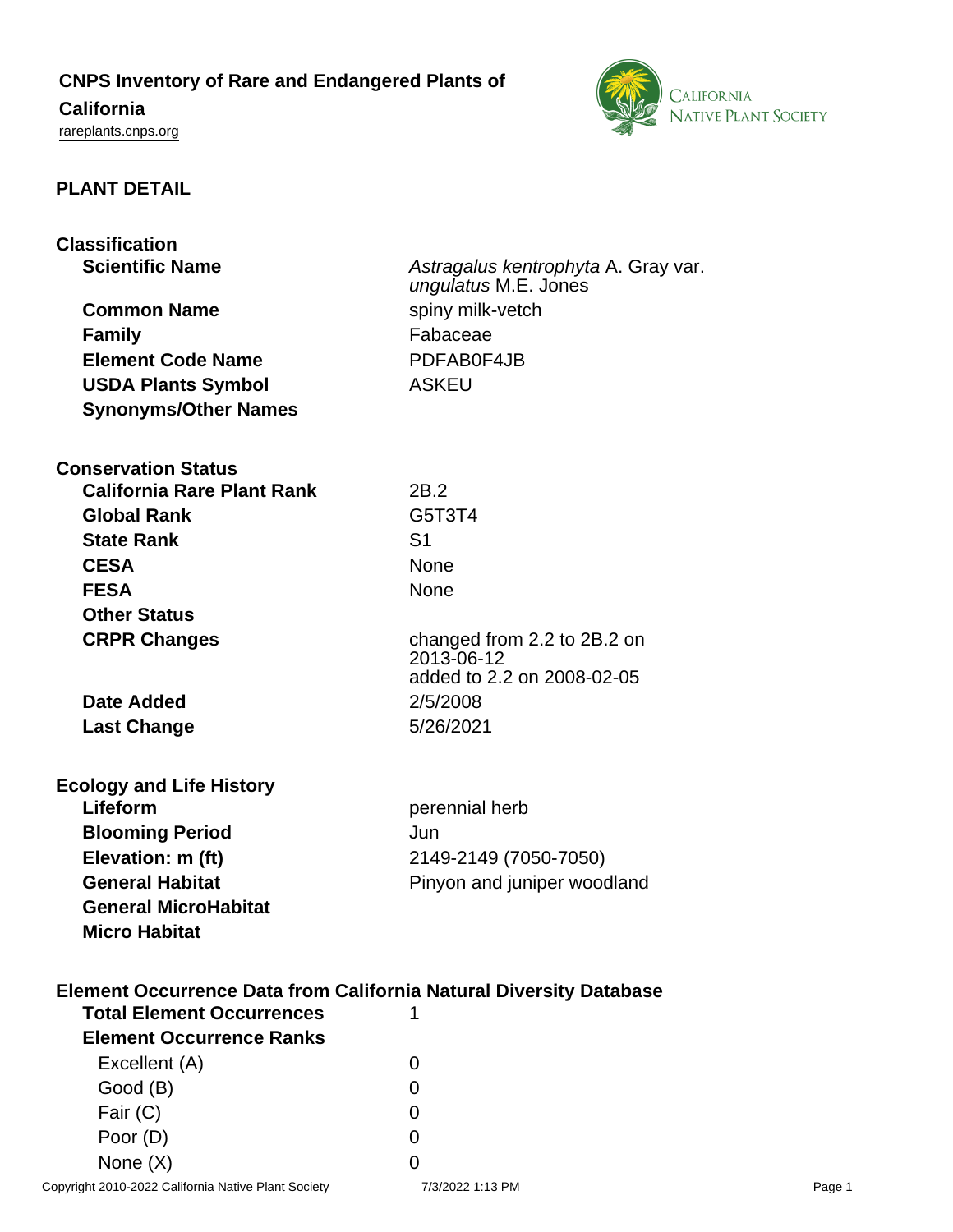# CNPS Inventory of Rare and Endangered Plants of California

rareplants.cnps.org

## PLANT DETAIL

### Classification

| | |
|---|---|
| **Scientific Name** | *Astragalus kentrophyta* A. Gray var. *ungulatus* M.E. Jones |
| **Common Name** | spiny milk-vetch |
| **Family** | Fabaceae |
| **Element Code Name** | PDFAB0F4JB |
| **USDA Plants Symbol** | ASKEU |
| **Synonyms/Other Names** | |

### Conservation Status

| | |
|---|---|
| **California Rare Plant Rank** | 2B.2 |
| **Global Rank** | G5T3T4 |
| **State Rank** | S1 |
| **CESA** | None |
| **FESA** | None |
| **Other Status** | |
| **CRPR Changes** | changed from 2.2 to 2B.2 on 2013-06-12<br>added to 2.2 on 2008-02-05 |
| **Date Added** | 2/5/2008 |
| **Last Change** | 5/26/2021 |

### Ecology and Life History

| | |
|---|---|
| **Lifeform** | perennial herb |
| **Blooming Period** | Jun |
| **Elevation: m (ft)** | 2149-2149 (7050-7050) |
| **General Habitat** | Pinyon and juniper woodland |
| **General MicroHabitat** | |
| **Micro Habitat** | |

### Element Occurrence Data from California Natural Diversity Database

| | |
|---|---|
| **Total Element Occurrences** | 1 |
| **Element Occurrence Ranks** | |
| Excellent (A) | 0 |
| Good (B) | 0 |
| Fair (C) | 0 |
| Poor (D) | 0 |
| None (X) | 0 |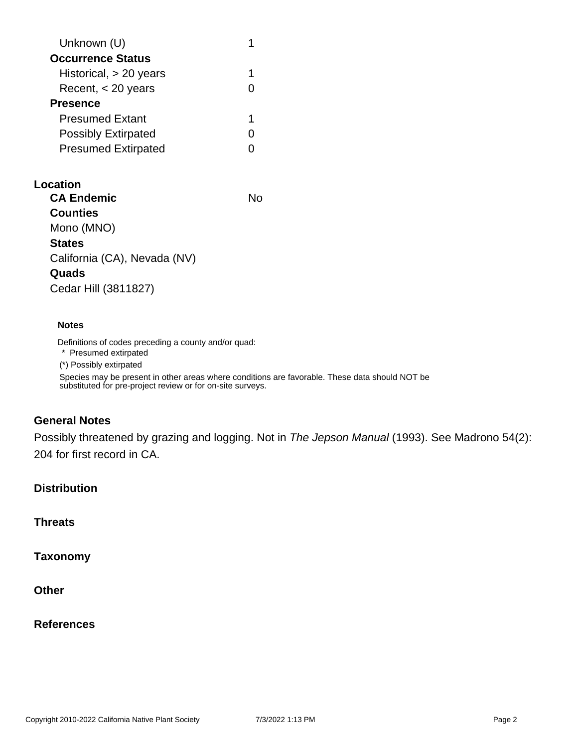| | |
|---|---|
| Unknown (U) | 1 |
| **Occurrence Status** | |
| Historical, > 20 years | 1 |
| Recent, < 20 years | 0 |
| **Presence** | |
| Presumed Extant | 1 |
| Possibly Extirpated | 0 |
| Presumed Extirpated | 0 |

## Location

**CA Endemic** No

**Counties**

Mono (MNO)

**States**

California (CA), Nevada (NV)

**Quads**

Cedar Hill (3811827)

**Notes**

Definitions of codes preceding a county and/or quad:

\* Presumed extirpated

(*) Possibly extirpated

Species may be present in other areas where conditions are favorable. These data should NOT be substituted for pre-project review or for on-site surveys.

## General Notes

Possibly threatened by grazing and logging. Not in *The Jepson Manual* (1993). See Madrono 54(2): 204 for first record in CA.

## Distribution

## Threats

## Taxonomy

## Other

## References